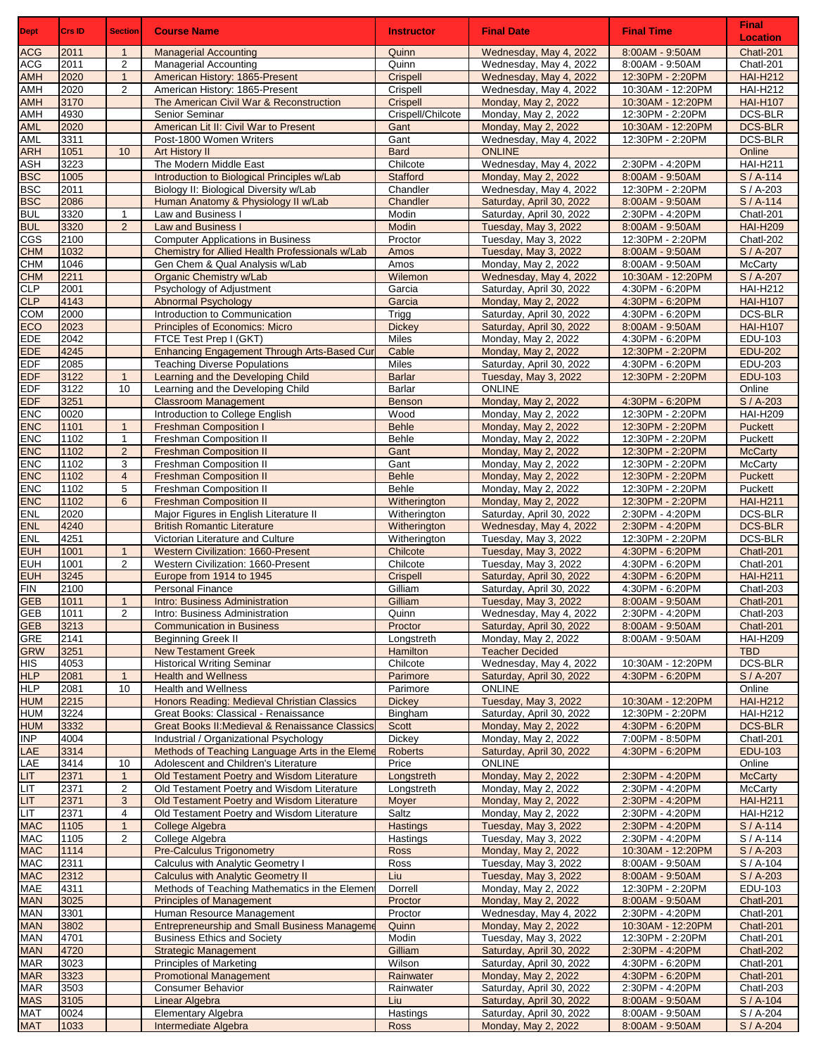| Dept | Crs ID | Section | Course Name | Instructor | Final Date | Final Time | Final Location |
|---|---|---|---|---|---|---|---|
| ACG | 2011 | 1 | Managerial Accounting | Quinn | Wednesday, May 4, 2022 | 8:00AM - 9:50AM | Chatl-201 |
| ACG | 2011 | 2 | Managerial Accounting | Quinn | Wednesday, May 4, 2022 | 8:00AM - 9:50AM | Chatl-201 |
| AMH | 2020 | 1 | American History: 1865-Present | Crispell | Wednesday, May 4, 2022 | 12:30PM - 2:20PM | HAI-H212 |
| AMH | 2020 | 2 | American History: 1865-Present | Crispell | Wednesday, May 4, 2022 | 10:30AM - 12:20PM | HAI-H212 |
| AMH | 3170 | | The American Civil War & Reconstruction | Crispell | Monday, May 2, 2022 | 10:30AM - 12:20PM | HAI-H107 |
| AMH | 4930 | | Senior Seminar | Crispell/Chilcote | Monday, May 2, 2022 | 12:30PM - 2:20PM | DCS-BLR |
| AML | 2020 | | American Lit II: Civil War to Present | Gant | Monday, May 2, 2022 | 10:30AM - 12:20PM | DCS-BLR |
| AML | 3311 | | Post-1800 Women Writers | Gant | Wednesday, May 4, 2022 | 12:30PM - 2:20PM | DCS-BLR |
| ARH | 1051 | 10 | Art History II | Bard | ONLINE | | Online |
| ASH | 3223 | | The Modern Middle East | Chilcote | Wednesday, May 4, 2022 | 2:30PM - 4:20PM | HAI-H211 |
| BSC | 1005 | | Introduction to Biological Principles w/Lab | Stafford | Monday, May 2, 2022 | 8:00AM - 9:50AM | S / A-114 |
| BSC | 2011 | | Biology II: Biological Diversity w/Lab | Chandler | Wednesday, May 4, 2022 | 12:30PM - 2:20PM | S / A-203 |
| BSC | 2086 | | Human Anatomy & Physiology II w/Lab | Chandler | Saturday, April 30, 2022 | 8:00AM - 9:50AM | S / A-114 |
| BUL | 3320 | 1 | Law and Business I | Modin | Saturday, April 30, 2022 | 2:30PM - 4:20PM | Chatl-201 |
| BUL | 3320 | 2 | Law and Business I | Modin | Tuesday, May 3, 2022 | 8:00AM - 9:50AM | HAI-H209 |
| CGS | 2100 | | Computer Applications in Business | Proctor | Tuesday, May 3, 2022 | 12:30PM - 2:20PM | Chatl-202 |
| CHM | 1032 | | Chemistry for Allied Health Professionals w/Lab | Amos | Tuesday, May 3, 2022 | 8:00AM - 9:50AM | S / A-207 |
| CHM | 1046 | | Gen Chem & Qual Analysis w/Lab | Amos | Monday, May 2, 2022 | 8:00AM - 9:50AM | McCarty |
| CHM | 2211 | | Organic Chemistry w/Lab | Wilemon | Wednesday, May 4, 2022 | 10:30AM - 12:20PM | S / A-207 |
| CLP | 2001 | | Psychology of Adjustment | Garcia | Saturday, April 30, 2022 | 4:30PM - 6:20PM | HAI-H212 |
| CLP | 4143 | | Abnormal Psychology | Garcia | Monday, May 2, 2022 | 4:30PM - 6:20PM | HAI-H107 |
| COM | 2000 | | Introduction to Communication | Trigg | Saturday, April 30, 2022 | 4:30PM - 6:20PM | DCS-BLR |
| ECO | 2023 | | Principles of Economics: Micro | Dickey | Saturday, April 30, 2022 | 8:00AM - 9:50AM | HAI-H107 |
| EDE | 2042 | | FTCE Test Prep I (GKT) | Miles | Monday, May 2, 2022 | 4:30PM - 6:20PM | EDU-103 |
| EDE | 4245 | | Enhancing Engagement Through Arts-Based Cur | Cable | Monday, May 2, 2022 | 12:30PM - 2:20PM | EDU-202 |
| EDF | 2085 | | Teaching Diverse Populations | Miles | Saturday, April 30, 2022 | 4:30PM - 6:20PM | EDU-203 |
| EDF | 3122 | 1 | Learning and the Developing Child | Barlar | Tuesday, May 3, 2022 | 12:30PM - 2:20PM | EDU-103 |
| EDF | 3122 | 10 | Learning and the Developing Child | Barlar | ONLINE | | Online |
| EDF | 3251 | | Classroom Management | Benson | Monday, May 2, 2022 | 4:30PM - 6:20PM | S / A-203 |
| ENC | 0020 | | Introduction to College English | Wood | Monday, May 2, 2022 | 12:30PM - 2:20PM | HAI-H209 |
| ENC | 1101 | 1 | Freshman Composition I | Behle | Monday, May 2, 2022 | 12:30PM - 2:20PM | Puckett |
| ENC | 1102 | 1 | Freshman Composition II | Behle | Monday, May 2, 2022 | 12:30PM - 2:20PM | Puckett |
| ENC | 1102 | 2 | Freshman Composition II | Gant | Monday, May 2, 2022 | 12:30PM - 2:20PM | McCarty |
| ENC | 1102 | 3 | Freshman Composition II | Gant | Monday, May 2, 2022 | 12:30PM - 2:20PM | McCarty |
| ENC | 1102 | 4 | Freshman Composition II | Behle | Monday, May 2, 2022 | 12:30PM - 2:20PM | Puckett |
| ENC | 1102 | 5 | Freshman Composition II | Behle | Monday, May 2, 2022 | 12:30PM - 2:20PM | Puckett |
| ENC | 1102 | 6 | Freshman Composition II | Witherington | Monday, May 2, 2022 | 12:30PM - 2:20PM | HAI-H211 |
| ENL | 2020 | | Major Figures in English Literature II | Witherington | Saturday, April 30, 2022 | 2:30PM - 4:20PM | DCS-BLR |
| ENL | 4240 | | British Romantic Literature | Witherington | Wednesday, May 4, 2022 | 2:30PM - 4:20PM | DCS-BLR |
| ENL | 4251 | | Victorian Literature and Culture | Witherington | Tuesday, May 3, 2022 | 12:30PM - 2:20PM | DCS-BLR |
| EUH | 1001 | 1 | Western Civilization: 1660-Present | Chilcote | Tuesday, May 3, 2022 | 4:30PM - 6:20PM | Chatl-201 |
| EUH | 1001 | 2 | Western Civilization: 1660-Present | Chilcote | Tuesday, May 3, 2022 | 4:30PM - 6:20PM | Chatl-201 |
| EUH | 3245 | | Europe from 1914 to 1945 | Crispell | Saturday, April 30, 2022 | 4:30PM - 6:20PM | HAI-H211 |
| FIN | 2100 | | Personal Finance | Gilliam | Saturday, April 30, 2022 | 4:30PM - 6:20PM | Chatl-203 |
| GEB | 1011 | 1 | Intro: Business Administration | Gilliam | Tuesday, May 3, 2022 | 8:00AM - 9:50AM | Chatl-201 |
| GEB | 1011 | 2 | Intro: Business Administration | Quinn | Wednesday, May 4, 2022 | 2:30PM - 4:20PM | Chatl-203 |
| GEB | 3213 | | Communication in Business | Proctor | Saturday, April 30, 2022 | 8:00AM - 9:50AM | Chatl-201 |
| GRE | 2141 | | Beginning Greek II | Longstreth | Monday, May 2, 2022 | 8:00AM - 9:50AM | HAI-H209 |
| GRW | 3251 | | New Testament Greek | Hamilton | Teacher Decided | | TBD |
| HIS | 4053 | | Historical Writing Seminar | Chilcote | Wednesday, May 4, 2022 | 10:30AM - 12:20PM | DCS-BLR |
| HLP | 2081 | 1 | Health and Wellness | Parimore | Saturday, April 30, 2022 | 4:30PM - 6:20PM | S / A-207 |
| HLP | 2081 | 10 | Health and Wellness | Parimore | ONLINE | | Online |
| HUM | 2215 | | Honors Reading: Medieval Christian Classics | Dickey | Tuesday, May 3, 2022 | 10:30AM - 12:20PM | HAI-H212 |
| HUM | 3224 | | Great Books: Classical - Renaissance | Bingham | Saturday, April 30, 2022 | 12:30PM - 2:20PM | HAI-H212 |
| HUM | 3332 | | Great Books II:Medieval & Renaissance Classics | Scott | Monday, May 2, 2022 | 4:30PM - 6:20PM | DCS-BLR |
| INP | 4004 | | Industrial / Organizational Psychology | Dickey | Monday, May 2, 2022 | 7:00PM - 8:50PM | Chatl-201 |
| LAE | 3314 | | Methods of Teaching Language Arts in the Eleme | Roberts | Saturday, April 30, 2022 | 4:30PM - 6:20PM | EDU-103 |
| LAE | 3414 | 10 | Adolescent and Children's Literature | Price | ONLINE | | Online |
| LIT | 2371 | 1 | Old Testament Poetry and Wisdom Literature | Longstreth | Monday, May 2, 2022 | 2:30PM - 4:20PM | McCarty |
| LIT | 2371 | 2 | Old Testament Poetry and Wisdom Literature | Longstreth | Monday, May 2, 2022 | 2:30PM - 4:20PM | McCarty |
| LIT | 2371 | 3 | Old Testament Poetry and Wisdom Literature | Moyer | Monday, May 2, 2022 | 2:30PM - 4:20PM | HAI-H211 |
| LIT | 2371 | 4 | Old Testament Poetry and Wisdom Literature | Saltz | Monday, May 2, 2022 | 2:30PM - 4:20PM | HAI-H212 |
| MAC | 1105 | 1 | College Algebra | Hastings | Tuesday, May 3, 2022 | 2:30PM - 4:20PM | S / A-114 |
| MAC | 1105 | 2 | College Algebra | Hastings | Tuesday, May 3, 2022 | 2:30PM - 4:20PM | S / A-114 |
| MAC | 1114 | | Pre-Calculus Trigonometry | Ross | Monday, May 2, 2022 | 10:30AM - 12:20PM | S / A-203 |
| MAC | 2311 | | Calculus with Analytic Geometry I | Ross | Tuesday, May 3, 2022 | 8:00AM - 9:50AM | S / A-104 |
| MAC | 2312 | | Calculus with Analytic Geometry II | Liu | Tuesday, May 3, 2022 | 8:00AM - 9:50AM | S / A-203 |
| MAE | 4311 | | Methods of Teaching Mathematics in the Elemen | Dorrell | Monday, May 2, 2022 | 12:30PM - 2:20PM | EDU-103 |
| MAN | 3025 | | Principles of Management | Proctor | Monday, May 2, 2022 | 8:00AM - 9:50AM | Chatl-201 |
| MAN | 3301 | | Human Resource Management | Proctor | Wednesday, May 4, 2022 | 2:30PM - 4:20PM | Chatl-201 |
| MAN | 3802 | | Entrepreneurship and Small Business Manageme | Quinn | Monday, May 2, 2022 | 10:30AM - 12:20PM | Chatl-201 |
| MAN | 4701 | | Business Ethics and Society | Modin | Tuesday, May 3, 2022 | 12:30PM - 2:20PM | Chatl-201 |
| MAN | 4720 | | Strategic Management | Gilliam | Saturday, April 30, 2022 | 2:30PM - 4:20PM | Chatl-202 |
| MAR | 3023 | | Principles of Marketing | Wilson | Saturday, April 30, 2022 | 4:30PM - 6:20PM | Chatl-201 |
| MAR | 3323 | | Promotional Management | Rainwater | Monday, May 2, 2022 | 4:30PM - 6:20PM | Chatl-201 |
| MAR | 3503 | | Consumer Behavior | Rainwater | Saturday, April 30, 2022 | 2:30PM - 4:20PM | Chatl-203 |
| MAS | 3105 | | Linear Algebra | Liu | Saturday, April 30, 2022 | 8:00AM - 9:50AM | S / A-104 |
| MAT | 0024 | | Elementary Algebra | Hastings | Saturday, April 30, 2022 | 8:00AM - 9:50AM | S / A-204 |
| MAT | 1033 | | Intermediate Algebra | Ross | Monday, May 2, 2022 | 8:00AM - 9:50AM | S / A-204 |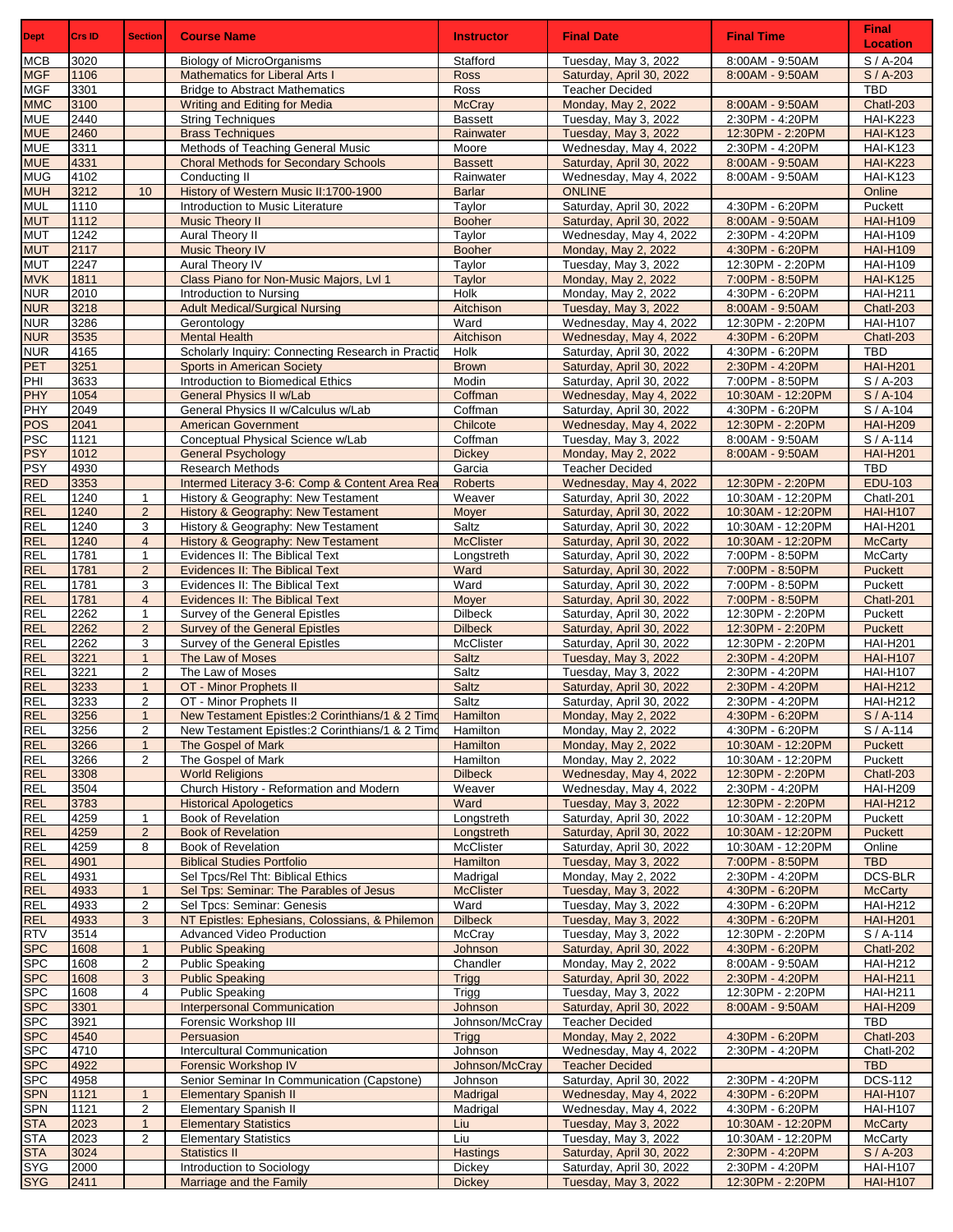| Dept | Crs ID | Section | Course Name | Instructor | Final Date | Final Time | Final Location |
|---|---|---|---|---|---|---|---|
| MCB | 3020 | | Biology of MicroOrganisms | Stafford | Tuesday, May 3, 2022 | 8:00AM - 9:50AM | S / A-204 |
| MGF | 1106 | | Mathematics for Liberal Arts I | Ross | Saturday, April 30, 2022 | 8:00AM - 9:50AM | S / A-203 |
| MGF | 3301 | | Bridge to Abstract Mathematics | Ross | Teacher Decided | | TBD |
| MMC | 3100 | | Writing and Editing for Media | McCray | Monday, May 2, 2022 | 8:00AM - 9:50AM | Chatl-203 |
| MUE | 2440 | | String Techniques | Bassett | Tuesday, May 3, 2022 | 2:30PM - 4:20PM | HAI-K223 |
| MUE | 2460 | | Brass Techniques | Rainwater | Tuesday, May 3, 2022 | 12:30PM - 2:20PM | HAI-K123 |
| MUE | 3311 | | Methods of Teaching General Music | Moore | Wednesday, May 4, 2022 | 2:30PM - 4:20PM | HAI-K123 |
| MUE | 4331 | | Choral Methods for Secondary Schools | Bassett | Saturday, April 30, 2022 | 8:00AM - 9:50AM | HAI-K223 |
| MUG | 4102 | | Conducting II | Rainwater | Wednesday, May 4, 2022 | 8:00AM - 9:50AM | HAI-K123 |
| MUH | 3212 | 10 | History of Western Music II:1700-1900 | Barlar | ONLINE | | Online |
| MUL | 1110 | | Introduction to Music Literature | Taylor | Saturday, April 30, 2022 | 4:30PM - 6:20PM | Puckett |
| MUT | 1112 | | Music Theory II | Booher | Saturday, April 30, 2022 | 8:00AM - 9:50AM | HAI-H109 |
| MUT | 1242 | | Aural Theory II | Taylor | Wednesday, May 4, 2022 | 2:30PM - 4:20PM | HAI-H109 |
| MUT | 2117 | | Music Theory IV | Booher | Monday, May 2, 2022 | 4:30PM - 6:20PM | HAI-H109 |
| MUT | 2247 | | Aural Theory IV | Taylor | Tuesday, May 3, 2022 | 12:30PM - 2:20PM | HAI-H109 |
| MVK | 1811 | | Class Piano for Non-Music Majors, Lvl 1 | Taylor | Monday, May 2, 2022 | 7:00PM - 8:50PM | HAI-K125 |
| NUR | 2010 | | Introduction to Nursing | Holk | Monday, May 2, 2022 | 4:30PM - 6:20PM | HAI-H211 |
| NUR | 3218 | | Adult Medical/Surgical Nursing | Aitchison | Tuesday, May 3, 2022 | 8:00AM - 9:50AM | Chatl-203 |
| NUR | 3286 | | Gerontology | Ward | Wednesday, May 4, 2022 | 12:30PM - 2:20PM | HAI-H107 |
| NUR | 3535 | | Mental Health | Aitchison | Wednesday, May 4, 2022 | 4:30PM - 6:20PM | Chatl-203 |
| NUR | 4165 | | Scholarly Inquiry: Connecting Research in Practic | Holk | Saturday, April 30, 2022 | 4:30PM - 6:20PM | TBD |
| PET | 3251 | | Sports in American Society | Brown | Saturday, April 30, 2022 | 2:30PM - 4:20PM | HAI-H201 |
| PHI | 3633 | | Introduction to Biomedical Ethics | Modin | Saturday, April 30, 2022 | 7:00PM - 8:50PM | S / A-203 |
| PHY | 1054 | | General Physics II w/Lab | Coffman | Wednesday, May 4, 2022 | 10:30AM - 12:20PM | S / A-104 |
| PHY | 2049 | | General Physics II w/Calculus w/Lab | Coffman | Saturday, April 30, 2022 | 4:30PM - 6:20PM | S / A-104 |
| POS | 2041 | | American Government | Chilcote | Wednesday, May 4, 2022 | 12:30PM - 2:20PM | HAI-H209 |
| PSC | 1121 | | Conceptual Physical Science w/Lab | Coffman | Tuesday, May 3, 2022 | 8:00AM - 9:50AM | S / A-114 |
| PSY | 1012 | | General Psychology | Dickey | Monday, May 2, 2022 | 8:00AM - 9:50AM | HAI-H201 |
| PSY | 4930 | | Research Methods | Garcia | Teacher Decided | | TBD |
| RED | 3353 | | Intermed Literacy 3-6: Comp & Content Area Rea | Roberts | Wednesday, May 4, 2022 | 12:30PM - 2:20PM | EDU-103 |
| REL | 1240 | 1 | History & Geography: New Testament | Weaver | Saturday, April 30, 2022 | 10:30AM - 12:20PM | Chatl-201 |
| REL | 1240 | 2 | History & Geography: New Testament | Moyer | Saturday, April 30, 2022 | 10:30AM - 12:20PM | HAI-H107 |
| REL | 1240 | 3 | History & Geography: New Testament | Saltz | Saturday, April 30, 2022 | 10:30AM - 12:20PM | HAI-H201 |
| REL | 1240 | 4 | History & Geography: New Testament | McClister | Saturday, April 30, 2022 | 10:30AM - 12:20PM | McCarty |
| REL | 1781 | 1 | Evidences II: The Biblical Text | Longstreth | Saturday, April 30, 2022 | 7:00PM - 8:50PM | McCarty |
| REL | 1781 | 2 | Evidences II: The Biblical Text | Ward | Saturday, April 30, 2022 | 7:00PM - 8:50PM | Puckett |
| REL | 1781 | 3 | Evidences II: The Biblical Text | Ward | Saturday, April 30, 2022 | 7:00PM - 8:50PM | Puckett |
| REL | 1781 | 4 | Evidences II: The Biblical Text | Moyer | Saturday, April 30, 2022 | 7:00PM - 8:50PM | Chatl-201 |
| REL | 2262 | 1 | Survey of the General Epistles | Dilbeck | Saturday, April 30, 2022 | 12:30PM - 2:20PM | Puckett |
| REL | 2262 | 2 | Survey of the General Epistles | Dilbeck | Saturday, April 30, 2022 | 12:30PM - 2:20PM | Puckett |
| REL | 2262 | 3 | Survey of the General Epistles | McClister | Saturday, April 30, 2022 | 12:30PM - 2:20PM | HAI-H201 |
| REL | 3221 | 1 | The Law of Moses | Saltz | Tuesday, May 3, 2022 | 2:30PM - 4:20PM | HAI-H107 |
| REL | 3221 | 2 | The Law of Moses | Saltz | Tuesday, May 3, 2022 | 2:30PM - 4:20PM | HAI-H107 |
| REL | 3233 | 1 | OT - Minor Prophets II | Saltz | Saturday, April 30, 2022 | 2:30PM - 4:20PM | HAI-H212 |
| REL | 3233 | 2 | OT - Minor Prophets II | Saltz | Saturday, April 30, 2022 | 2:30PM - 4:20PM | HAI-H212 |
| REL | 3256 | 1 | New Testament Epistles:2 Corinthians/1 & 2 Timo | Hamilton | Monday, May 2, 2022 | 4:30PM - 6:20PM | S / A-114 |
| REL | 3256 | 2 | New Testament Epistles:2 Corinthians/1 & 2 Timo | Hamilton | Monday, May 2, 2022 | 4:30PM - 6:20PM | S / A-114 |
| REL | 3266 | 1 | The Gospel of Mark | Hamilton | Monday, May 2, 2022 | 10:30AM - 12:20PM | Puckett |
| REL | 3266 | 2 | The Gospel of Mark | Hamilton | Monday, May 2, 2022 | 10:30AM - 12:20PM | Puckett |
| REL | 3308 | | World Religions | Dilbeck | Wednesday, May 4, 2022 | 12:30PM - 2:20PM | Chatl-203 |
| REL | 3504 | | Church History - Reformation and Modern | Weaver | Wednesday, May 4, 2022 | 2:30PM - 4:20PM | HAI-H209 |
| REL | 3783 | | Historical Apologetics | Ward | Tuesday, May 3, 2022 | 12:30PM - 2:20PM | HAI-H212 |
| REL | 4259 | 1 | Book of Revelation | Longstreth | Saturday, April 30, 2022 | 10:30AM - 12:20PM | Puckett |
| REL | 4259 | 2 | Book of Revelation | Longstreth | Saturday, April 30, 2022 | 10:30AM - 12:20PM | Puckett |
| REL | 4259 | 8 | Book of Revelation | McClister | Saturday, April 30, 2022 | 10:30AM - 12:20PM | Online |
| REL | 4901 | | Biblical Studies Portfolio | Hamilton | Tuesday, May 3, 2022 | 7:00PM - 8:50PM | TBD |
| REL | 4931 | | Sel Tpcs/Rel Tht: Biblical Ethics | Madrigal | Monday, May 2, 2022 | 2:30PM - 4:20PM | DCS-BLR |
| REL | 4933 | 1 | Sel Tps: Seminar: The Parables of Jesus | McClister | Tuesday, May 3, 2022 | 4:30PM - 6:20PM | McCarty |
| REL | 4933 | 2 | Sel Tpcs: Seminar: Genesis | Ward | Tuesday, May 3, 2022 | 4:30PM - 6:20PM | HAI-H212 |
| REL | 4933 | 3 | NT Epistles: Ephesians, Colossians, & Philemon | Dilbeck | Tuesday, May 3, 2022 | 4:30PM - 6:20PM | HAI-H201 |
| RTV | 3514 | | Advanced Video Production | McCray | Tuesday, May 3, 2022 | 12:30PM - 2:20PM | S / A-114 |
| SPC | 1608 | 1 | Public Speaking | Johnson | Saturday, April 30, 2022 | 4:30PM - 6:20PM | Chatl-202 |
| SPC | 1608 | 2 | Public Speaking | Chandler | Monday, May 2, 2022 | 8:00AM - 9:50AM | HAI-H212 |
| SPC | 1608 | 3 | Public Speaking | Trigg | Saturday, April 30, 2022 | 2:30PM - 4:20PM | HAI-H211 |
| SPC | 1608 | 4 | Public Speaking | Trigg | Tuesday, May 3, 2022 | 12:30PM - 2:20PM | HAI-H211 |
| SPC | 3301 | | Interpersonal Communication | Johnson | Saturday, April 30, 2022 | 8:00AM - 9:50AM | HAI-H209 |
| SPC | 3921 | | Forensic Workshop III | Johnson/McCray | Teacher Decided | | TBD |
| SPC | 4540 | | Persuasion | Trigg | Monday, May 2, 2022 | 4:30PM - 6:20PM | Chatl-203 |
| SPC | 4710 | | Intercultural Communication | Johnson | Wednesday, May 4, 2022 | 2:30PM - 4:20PM | Chatl-202 |
| SPC | 4922 | | Forensic Workshop IV | Johnson/McCray | Teacher Decided | | TBD |
| SPC | 4958 | | Senior Seminar In Communication (Capstone) | Johnson | Saturday, April 30, 2022 | 2:30PM - 4:20PM | DCS-112 |
| SPN | 1121 | 1 | Elementary Spanish II | Madrigal | Wednesday, May 4, 2022 | 4:30PM - 6:20PM | HAI-H107 |
| SPN | 1121 | 2 | Elementary Spanish II | Madrigal | Wednesday, May 4, 2022 | 4:30PM - 6:20PM | HAI-H107 |
| STA | 2023 | 1 | Elementary Statistics | Liu | Tuesday, May 3, 2022 | 10:30AM - 12:20PM | McCarty |
| STA | 2023 | 2 | Elementary Statistics | Liu | Tuesday, May 3, 2022 | 10:30AM - 12:20PM | McCarty |
| STA | 3024 | | Statistics II | Hastings | Saturday, April 30, 2022 | 2:30PM - 4:20PM | S / A-203 |
| SYG | 2000 | | Introduction to Sociology | Dickey | Saturday, April 30, 2022 | 2:30PM - 4:20PM | HAI-H107 |
| SYG | 2411 | | Marriage and the Family | Dickey | Tuesday, May 3, 2022 | 12:30PM - 2:20PM | HAI-H107 |